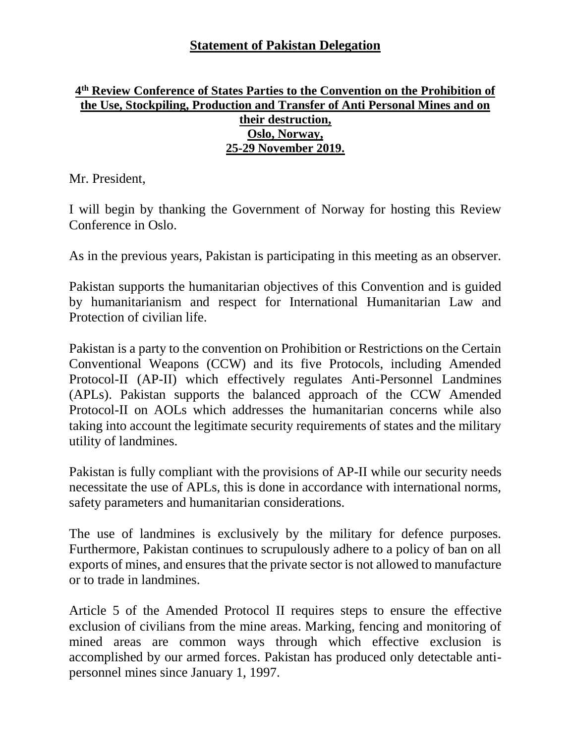# Statement of Pakistan Delegation

## 4th Review Conference of States Parties to the Convention on the Prohibition of the Use, Stockpiling, Production and Transfer of Anti Personal Mines and on their destruction, Oslo, Norway, 25-29 November 2019.

Mr. President,

I will begin by thanking the Government of Norway for hosting this Review Conference in Oslo.

As in the previous years, Pakistan is participating in this meeting as an observer.

Pakistan supports the humanitarian objectives of this Convention and is guided by humanitarianism and respect for International Humanitarian Law and Protection of civilian life.

Pakistan is a party to the convention on Prohibition or Restrictions on the Certain Conventional Weapons (CCW) and its five Protocols, including Amended Protocol-II (AP-II) which effectively regulates Anti-Personnel Landmines (APLs). Pakistan supports the balanced approach of the CCW Amended Protocol-II on AOLs which addresses the humanitarian concerns while also taking into account the legitimate security requirements of states and the military utility of landmines.

Pakistan is fully compliant with the provisions of AP-II while our security needs necessitate the use of APLs, this is done in accordance with international norms, safety parameters and humanitarian considerations.

The use of landmines is exclusively by the military for defence purposes. Furthermore, Pakistan continues to scrupulously adhere to a policy of ban on all exports of mines, and ensures that the private sector is not allowed to manufacture or to trade in landmines.

Article 5 of the Amended Protocol II requires steps to ensure the effective exclusion of civilians from the mine areas. Marking, fencing and monitoring of mined areas are common ways through which effective exclusion is accomplished by our armed forces. Pakistan has produced only detectable anti-personnel mines since January 1, 1997.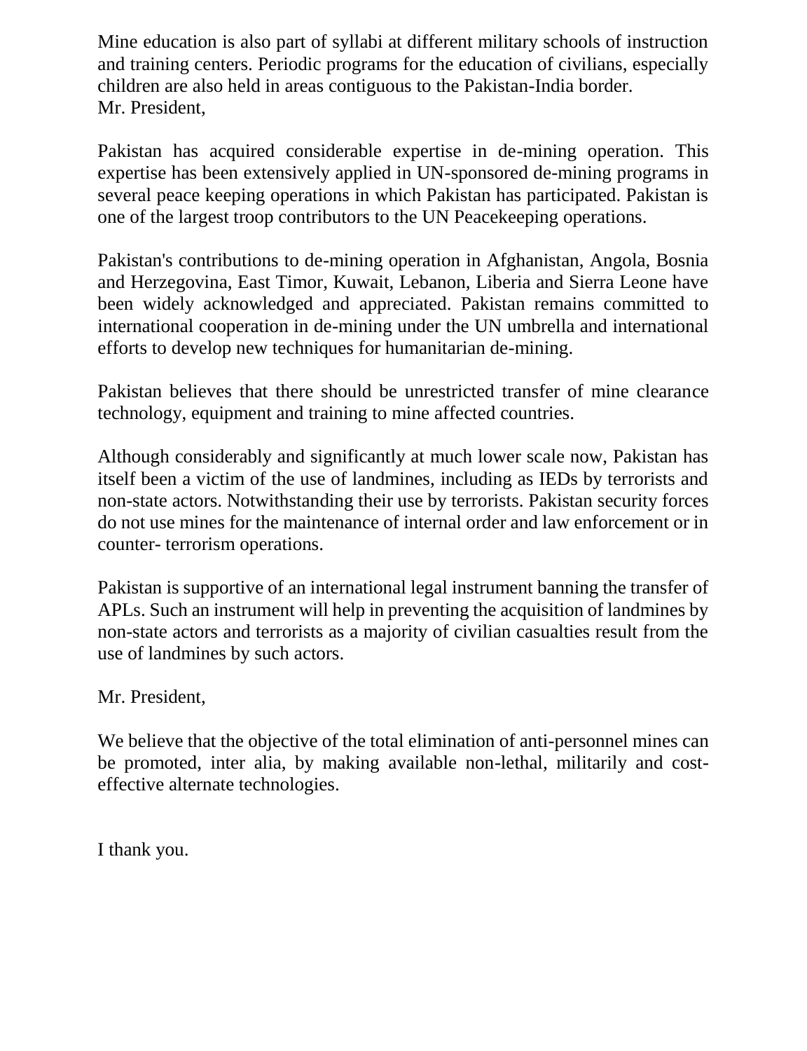Mine education is also part of syllabi at different military schools of instruction and training centers. Periodic programs for the education of civilians, especially children are also held in areas contiguous to the Pakistan-India border.

Mr. President,

Pakistan has acquired considerable expertise in de-mining operation. This expertise has been extensively applied in UN-sponsored de-mining programs in several peace keeping operations in which Pakistan has participated. Pakistan is one of the largest troop contributors to the UN Peacekeeping operations.

Pakistan's contributions to de-mining operation in Afghanistan, Angola, Bosnia and Herzegovina, East Timor, Kuwait, Lebanon, Liberia and Sierra Leone have been widely acknowledged and appreciated. Pakistan remains committed to international cooperation in de-mining under the UN umbrella and international efforts to develop new techniques for humanitarian de-mining.

Pakistan believes that there should be unrestricted transfer of mine clearance technology, equipment and training to mine affected countries.

Although considerably and significantly at much lower scale now, Pakistan has itself been a victim of the use of landmines, including as IEDs by terrorists and non-state actors. Notwithstanding their use by terrorists. Pakistan security forces do not use mines for the maintenance of internal order and law enforcement or in counter- terrorism operations.

Pakistan is supportive of an international legal instrument banning the transfer of APLs. Such an instrument will help in preventing the acquisition of landmines by non-state actors and terrorists as a majority of civilian casualties result from the use of landmines by such actors.

Mr. President,

We believe that the objective of the total elimination of anti-personnel mines can be promoted, inter alia, by making available non-lethal, militarily and cost-effective alternate technologies.

I thank you.